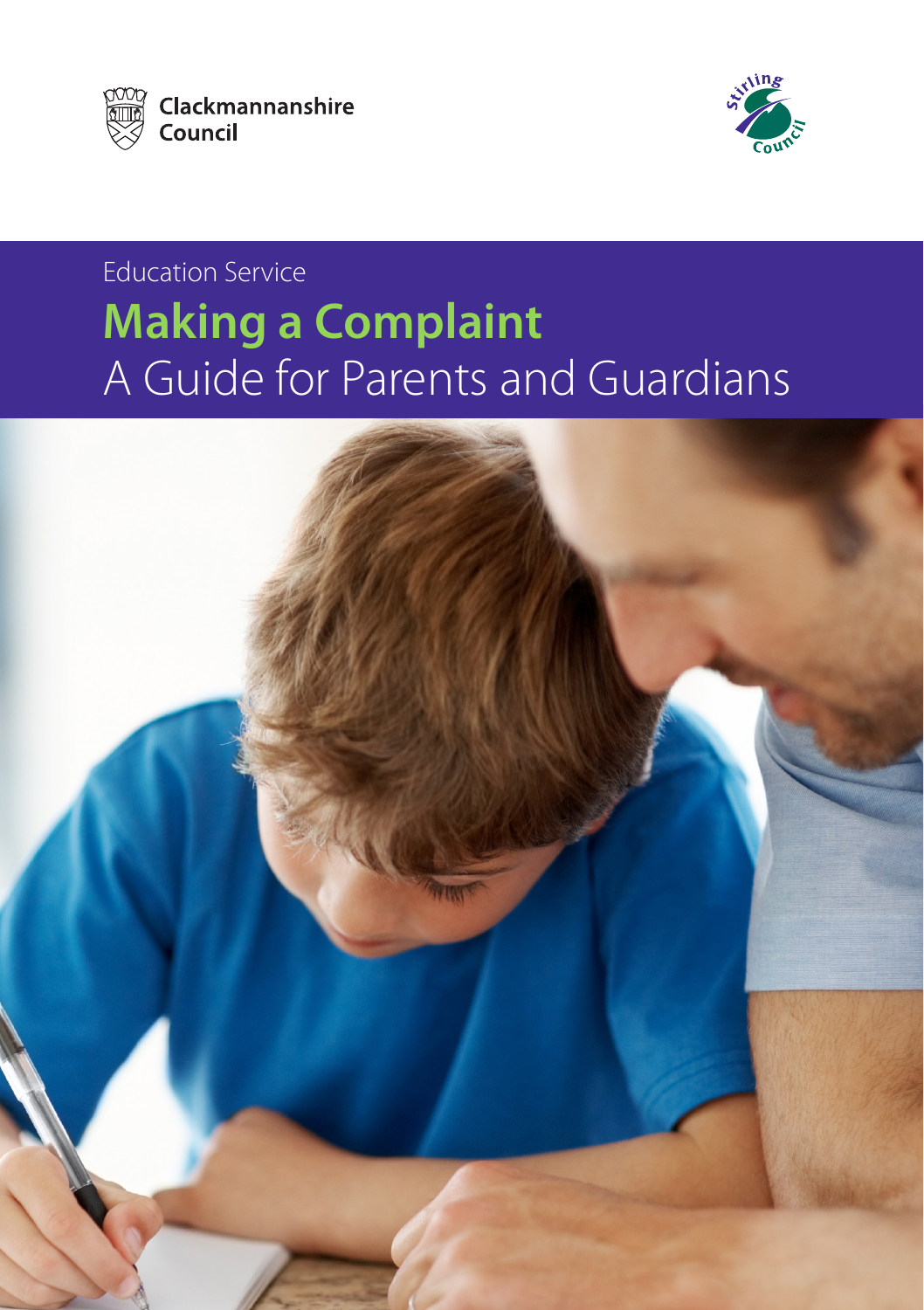Clackmannanshire Council

Stirling Council

Education Service

# Making a Complaint

## A Guide for Parents and Guardians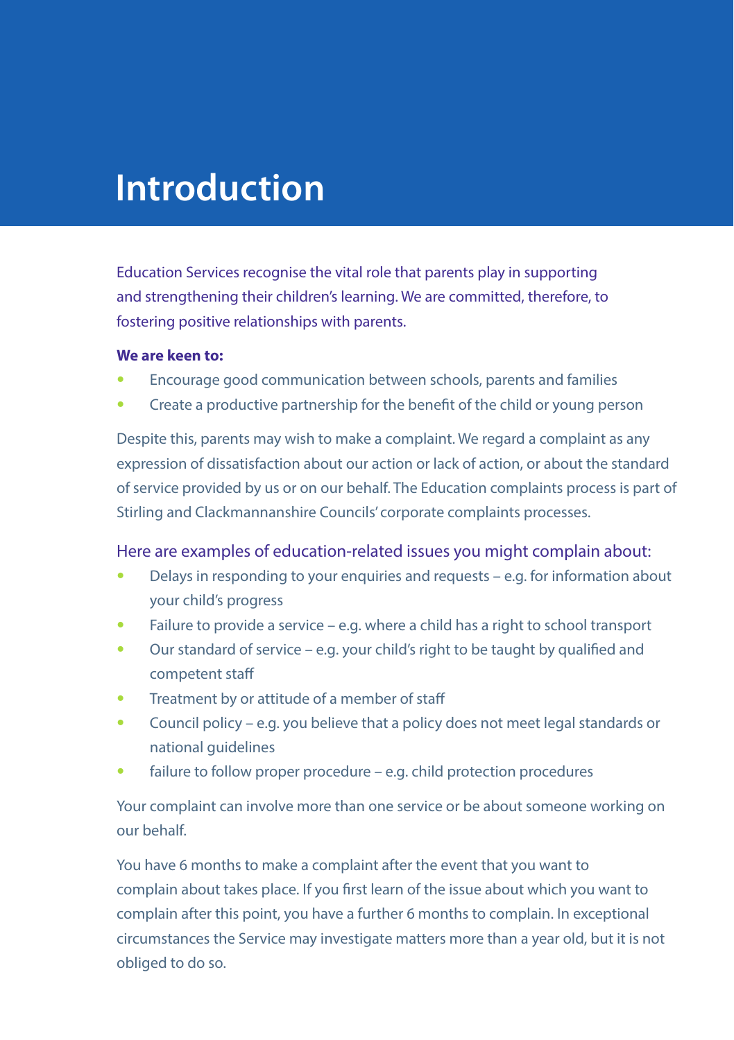# Introduction

Education Services recognise the vital role that parents play in supporting and strengthening their children's learning. We are committed, therefore, to fostering positive relationships with parents.

**We are keen to:**

- Encourage good communication between schools, parents and families
- Create a productive partnership for the benefit of the child or young person

Despite this, parents may wish to make a complaint. We regard a complaint as any expression of dissatisfaction about our action or lack of action, or about the standard of service provided by us or on our behalf. The Education complaints process is part of Stirling and Clackmannanshire Councils' corporate complaints processes.

## Here are examples of education-related issues you might complain about:

- Delays in responding to your enquiries and requests – e.g. for information about your child's progress
- Failure to provide a service – e.g. where a child has a right to school transport
- Our standard of service – e.g. your child's right to be taught by qualified and competent staff
- Treatment by or attitude of a member of staff
- Council policy – e.g. you believe that a policy does not meet legal standards or national guidelines
- failure to follow proper procedure – e.g. child protection procedures

Your complaint can involve more than one service or be about someone working on our behalf.

You have 6 months to make a complaint after the event that you want to complain about takes place. If you first learn of the issue about which you want to complain after this point, you have a further 6 months to complain. In exceptional circumstances the Service may investigate matters more than a year old, but it is not obliged to do so.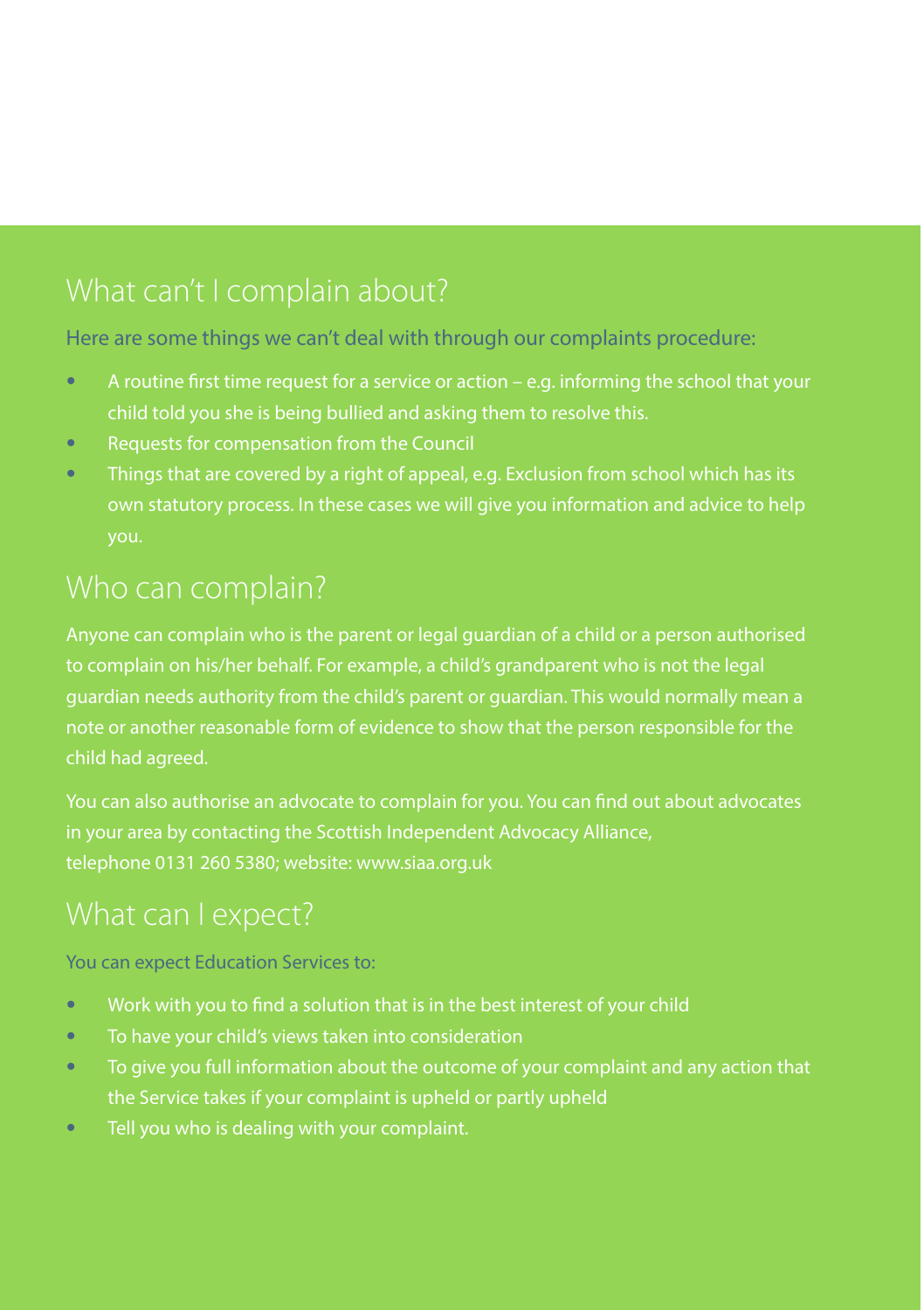## What can't I complain about?

Here are some things we can't deal with through our complaints procedure:

- A routine first time request for a service or action – e.g. informing the school that your child told you she is being bullied and asking them to resolve this.
- Requests for compensation from the Council
- Things that are covered by a right of appeal, e.g. Exclusion from school which has its own statutory process. In these cases we will give you information and advice to help you.

## Who can complain?

Anyone can complain who is the parent or legal guardian of a child or a person authorised to complain on his/her behalf. For example, a child's grandparent who is not the legal guardian needs authority from the child's parent or guardian. This would normally mean a note or another reasonable form of evidence to show that the person responsible for the child had agreed.

You can also authorise an advocate to complain for you. You can find out about advocates in your area by contacting the Scottish Independent Advocacy Alliance, telephone 0131 260 5380; website: www.siaa.org.uk

## What can I expect?

You can expect Education Services to:

- Work with you to find a solution that is in the best interest of your child
- To have your child's views taken into consideration
- To give you full information about the outcome of your complaint and any action that the Service takes if your complaint is upheld or partly upheld
- Tell you who is dealing with your complaint.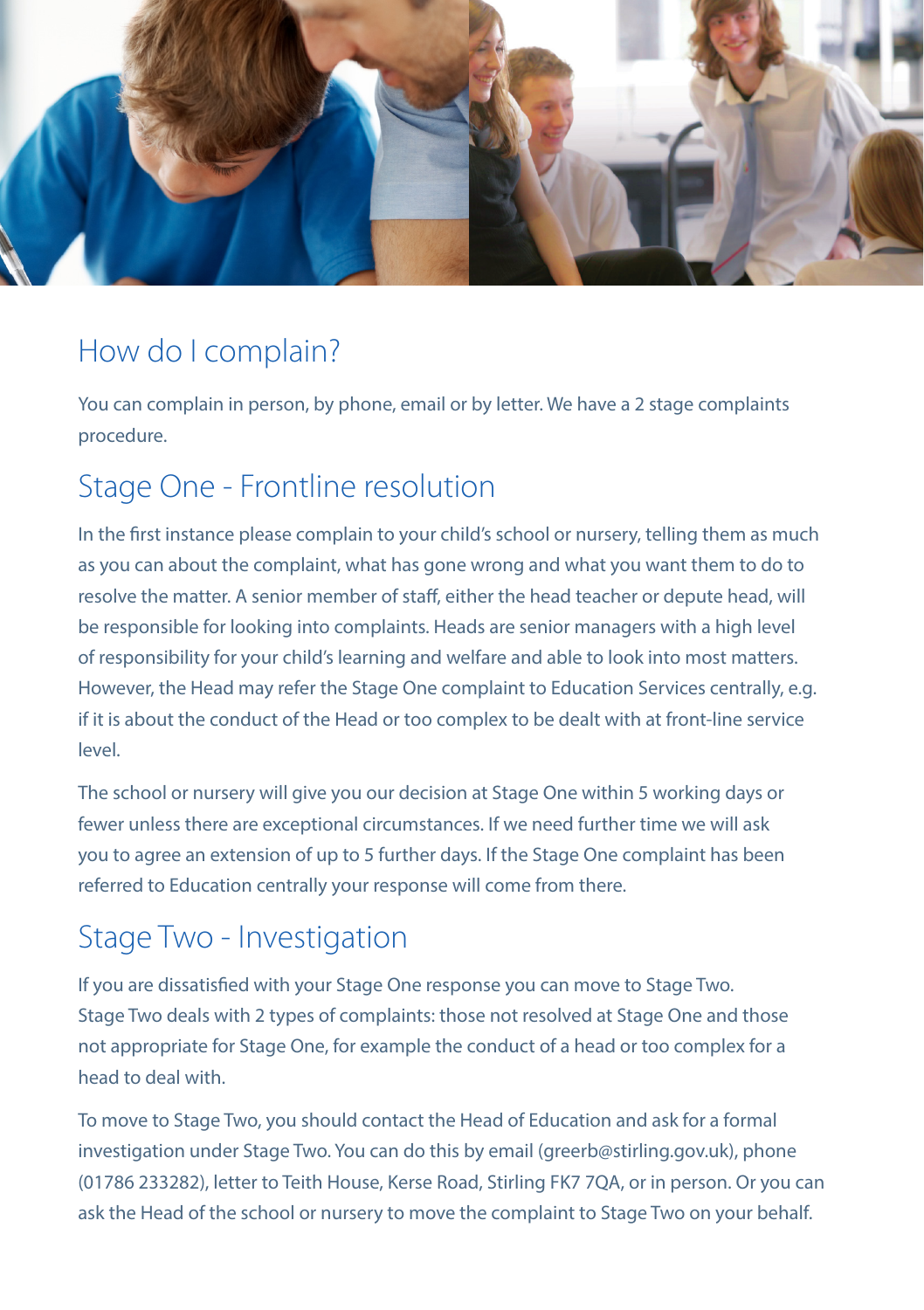## How do I complain?

You can complain in person, by phone, email or by letter. We have a 2 stage complaints procedure.

## Stage One - Frontline resolution

In the first instance please complain to your child's school or nursery, telling them as much as you can about the complaint, what has gone wrong and what you want them to do to resolve the matter. A senior member of staff, either the head teacher or depute head, will be responsible for looking into complaints. Heads are senior managers with a high level of responsibility for your child's learning and welfare and able to look into most matters. However, the Head may refer the Stage One complaint to Education Services centrally, e.g. if it is about the conduct of the Head or too complex to be dealt with at front-line service level.

The school or nursery will give you our decision at Stage One within 5 working days or fewer unless there are exceptional circumstances. If we need further time we will ask you to agree an extension of up to 5 further days. If the Stage One complaint has been referred to Education centrally your response will come from there.

## Stage Two - Investigation

If you are dissatisfied with your Stage One response you can move to Stage Two. Stage Two deals with 2 types of complaints: those not resolved at Stage One and those not appropriate for Stage One, for example the conduct of a head or too complex for a head to deal with.

To move to Stage Two, you should contact the Head of Education and ask for a formal investigation under Stage Two. You can do this by email (greerb@stirling.gov.uk), phone (01786 233282), letter to Teith House, Kerse Road, Stirling FK7 7QA, or in person. Or you can ask the Head of the school or nursery to move the complaint to Stage Two on your behalf.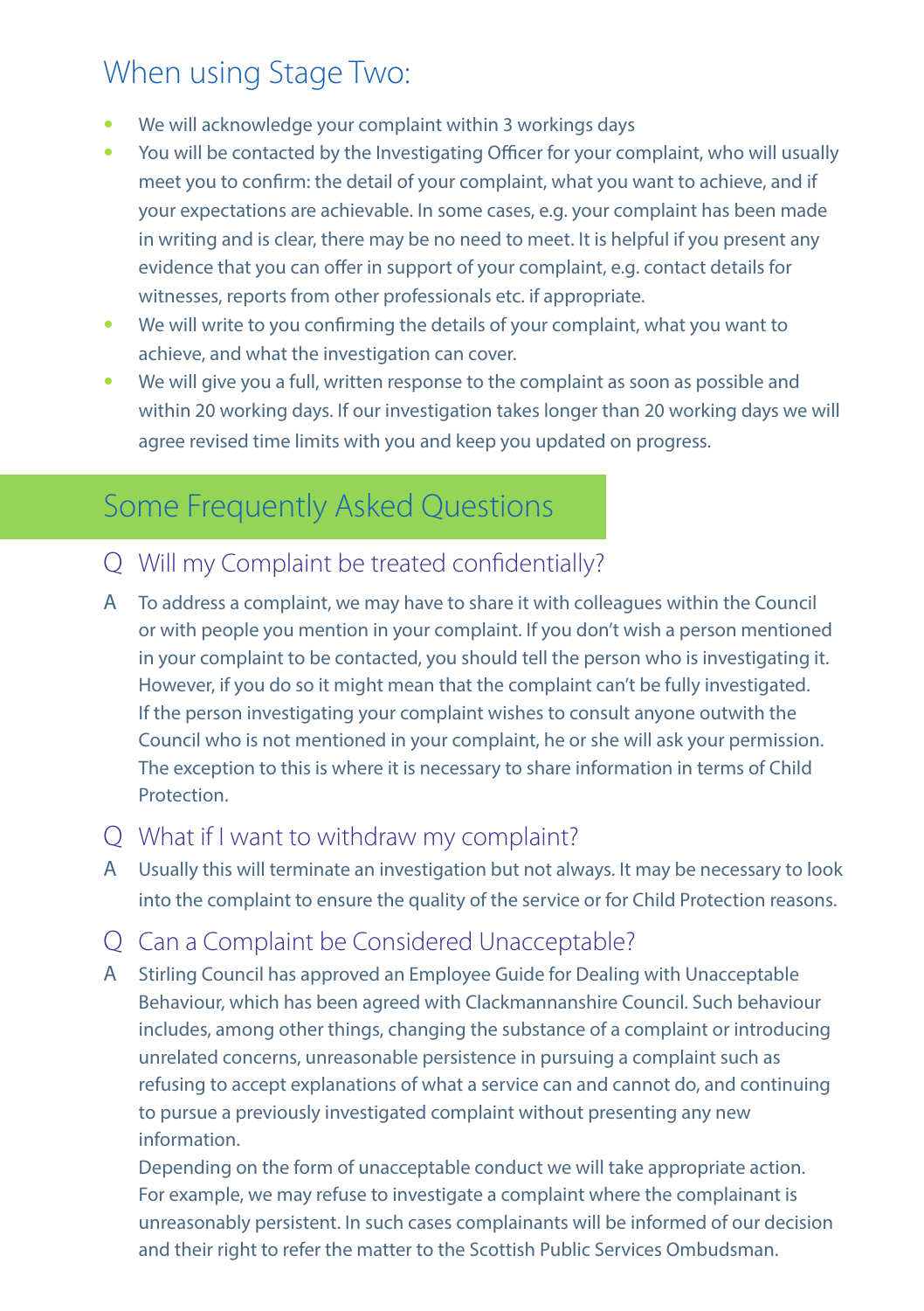## When using Stage Two:

- We will acknowledge your complaint within 3 workings days
- You will be contacted by the Investigating Officer for your complaint, who will usually meet you to confirm: the detail of your complaint, what you want to achieve, and if your expectations are achievable. In some cases, e.g. your complaint has been made in writing and is clear, there may be no need to meet. It is helpful if you present any evidence that you can offer in support of your complaint, e.g. contact details for witnesses, reports from other professionals etc. if appropriate.
- We will write to you confirming the details of your complaint, what you want to achieve, and what the investigation can cover.
- We will give you a full, written response to the complaint as soon as possible and within 20 working days. If our investigation takes longer than 20 working days we will agree revised time limits with you and keep you updated on progress.

## Some Frequently Asked Questions

### Q Will my Complaint be treated confidentially?

A To address a complaint, we may have to share it with colleagues within the Council or with people you mention in your complaint. If you don't wish a person mentioned in your complaint to be contacted, you should tell the person who is investigating it. However, if you do so it might mean that the complaint can't be fully investigated. If the person investigating your complaint wishes to consult anyone outwith the Council who is not mentioned in your complaint, he or she will ask your permission. The exception to this is where it is necessary to share information in terms of Child Protection.

### Q What if I want to withdraw my complaint?

A Usually this will terminate an investigation but not always. It may be necessary to look into the complaint to ensure the quality of the service or for Child Protection reasons.

### Q Can a Complaint be Considered Unacceptable?

A Stirling Council has approved an Employee Guide for Dealing with Unacceptable Behaviour, which has been agreed with Clackmannanshire Council. Such behaviour includes, among other things, changing the substance of a complaint or introducing unrelated concerns, unreasonable persistence in pursuing a complaint such as refusing to accept explanations of what a service can and cannot do, and continuing to pursue a previously investigated complaint without presenting any new information.

Depending on the form of unacceptable conduct we will take appropriate action. For example, we may refuse to investigate a complaint where the complainant is unreasonably persistent. In such cases complainants will be informed of our decision and their right to refer the matter to the Scottish Public Services Ombudsman.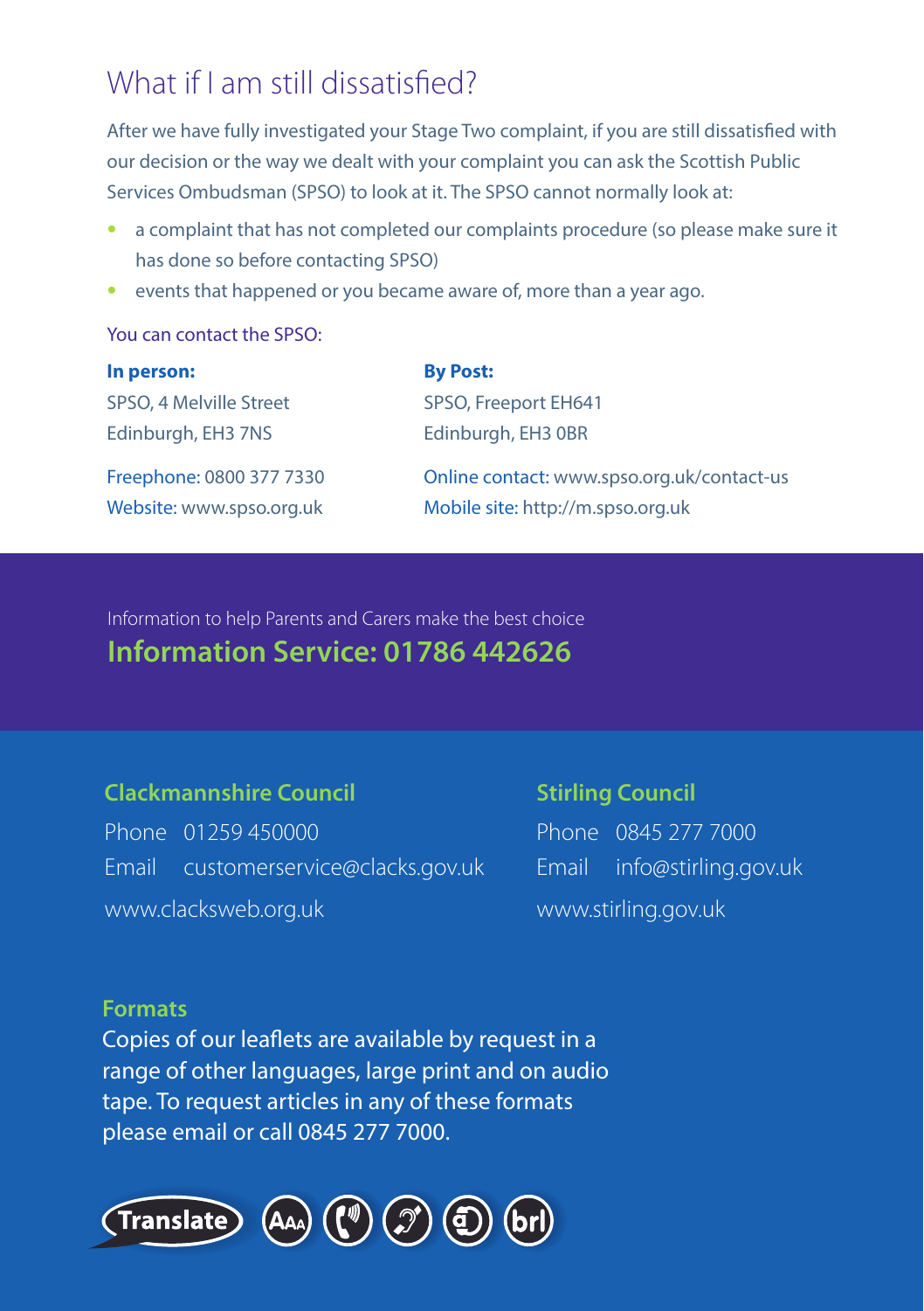## What if I am still dissatisfied?

After we have fully investigated your Stage Two complaint, if you are still dissatisfied with our decision or the way we dealt with your complaint you can ask the Scottish Public Services Ombudsman (SPSO) to look at it. The SPSO cannot normally look at:

- a complaint that has not completed our complaints procedure (so please make sure it has done so before contacting SPSO)
- events that happened or you became aware of, more than a year ago.

You can contact the SPSO:

**In person:**
SPSO, 4 Melville Street
Edinburgh, EH3 7NS

Freephone: 0800 377 7330
Website: www.spso.org.uk

**By Post:**
SPSO, Freeport EH641
Edinburgh, EH3 0BR

Online contact: www.spso.org.uk/contact-us
Mobile site: http://m.spso.org.uk

Information to help Parents and Carers make the best choice

**Information Service: 01786 442626**

### Clackmannshire Council

Phone 01259 450000
Email customerservice@clacks.gov.uk
www.clacksweb.org.uk

### Stirling Council

Phone 0845 277 7000
Email info@stirling.gov.uk
www.stirling.gov.uk

### Formats

Copies of our leaflets are available by request in a range of other languages, large print and on audio tape. To request articles in any of these formats please email or call 0845 277 7000.

Translate